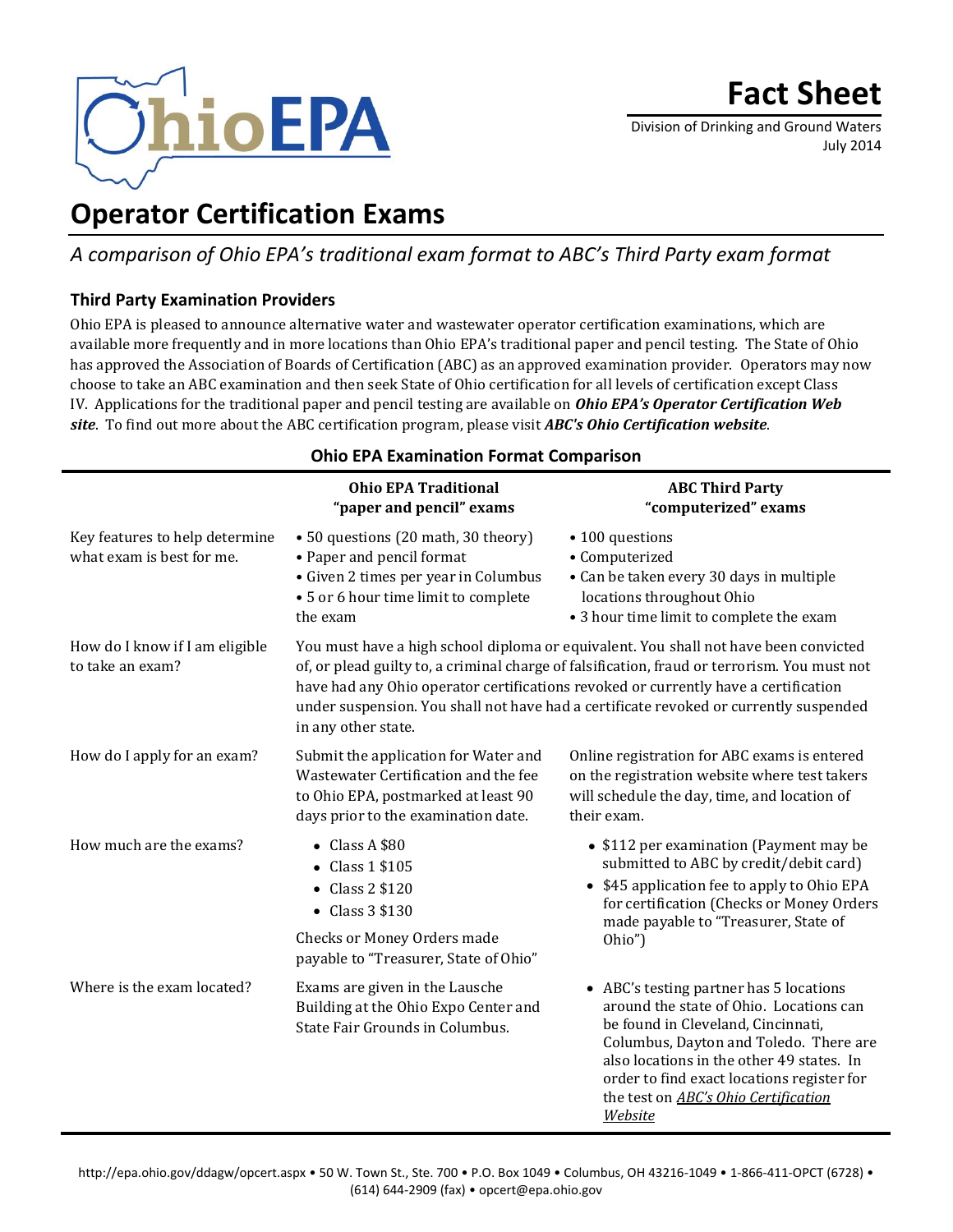Fact Sheet

Division of Drinking and Ground Waters
July 2014

# Operator Certification Exams

*A comparison of Ohio EPA's traditional exam format to ABC's Third Party exam format*

### Third Party Examination Providers

Ohio EPA is pleased to announce alternative water and wastewater operator certification examinations, which are available more frequently and in more locations than Ohio EPA's traditional paper and pencil testing. The State of Ohio has approved the Association of Boards of Certification (ABC) as an approved examination provider. Operators may now choose to take an ABC examination and then seek State of Ohio certification for all levels of certification except Class IV. Applications for the traditional paper and pencil testing are available on ***Ohio EPA's Operator Certification Web site***. To find out more about the ABC certification program, please visit ***ABC's Ohio Certification website***.

**Ohio EPA Examination Format Comparison**

| | **Ohio EPA Traditional "paper and pencil" exams** | **ABC Third Party "computerized" exams** |
|---|---|---|
| Key features to help determine what exam is best for me. | • 50 questions (20 math, 30 theory)<br>• Paper and pencil format<br>• Given 2 times per year in Columbus<br>• 5 or 6 hour time limit to complete the exam | • 100 questions<br>• Computerized<br>• Can be taken every 30 days in multiple locations throughout Ohio<br>• 3 hour time limit to complete the exam |
| How do I know if I am eligible to take an exam? | You must have a high school diploma or equivalent. You shall not have been convicted of, or plead guilty to, a criminal charge of falsification, fraud or terrorism. You must not have had any Ohio operator certifications revoked or currently have a certification under suspension. You shall not have had a certificate revoked or currently suspended in any other state. | |
| How do I apply for an exam? | Submit the application for Water and Wastewater Certification and the fee to Ohio EPA, postmarked at least 90 days prior to the examination date. | Online registration for ABC exams is entered on the registration website where test takers will schedule the day, time, and location of their exam. |
| How much are the exams? | • Class A $80<br>• Class 1 $105<br>• Class 2 $120<br>• Class 3 $130<br><br>Checks or Money Orders made payable to "Treasurer, State of Ohio" | • $112 per examination (Payment may be submitted to ABC by credit/debit card)<br>• $45 application fee to apply to Ohio EPA for certification (Checks or Money Orders made payable to "Treasurer, State of Ohio") |
| Where is the exam located? | Exams are given in the Lausche Building at the Ohio Expo Center and State Fair Grounds in Columbus. | • ABC's testing partner has 5 locations around the state of Ohio. Locations can be found in Cleveland, Cincinnati, Columbus, Dayton and Toledo. There are also locations in the other 49 states. In order to find exact locations register for the test on *ABC's Ohio Certification Website* |

http://epa.ohio.gov/ddagw/opcert.aspx • 50 W. Town St., Ste. 700 • P.O. Box 1049 • Columbus, OH 43216-1049 • 1-866-411-OPCT (6728) • (614) 644-2909 (fax) • opcert@epa.ohio.gov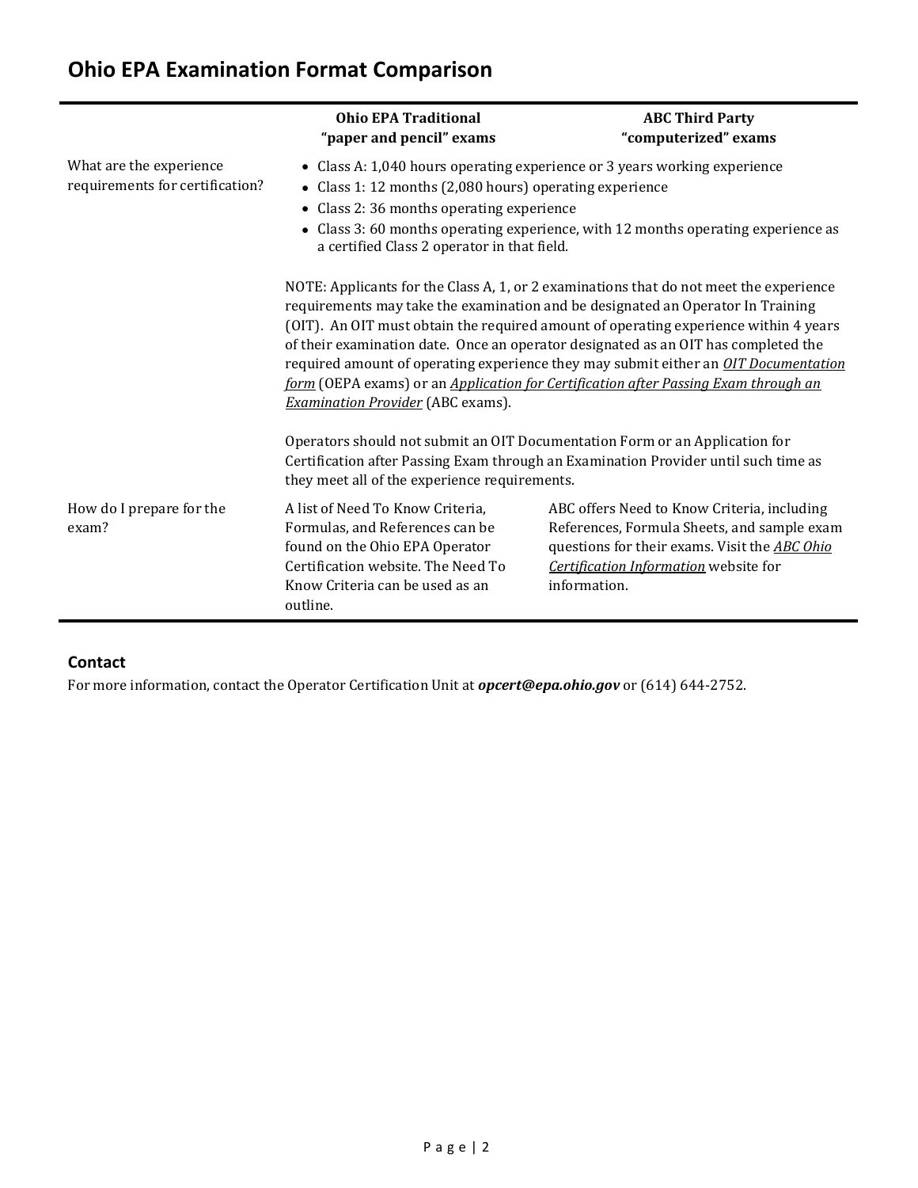## Ohio EPA Examination Format Comparison

| | Ohio EPA Traditional "paper and pencil" exams | ABC Third Party "computerized" exams |
|---|---|---|
| What are the experience requirements for certification? | • Class A: 1,040 hours operating experience or 3 years working experience<br>• Class 1: 12 months (2,080 hours) operating experience<br>• Class 2: 36 months operating experience<br>• Class 3: 60 months operating experience, with 12 months operating experience as a certified Class 2 operator in that field.<br><br>NOTE: Applicants for the Class A, 1, or 2 examinations that do not meet the experience requirements may take the examination and be designated an Operator In Training (OIT). An OIT must obtain the required amount of operating experience within 4 years of their examination date. Once an operator designated as an OIT has completed the required amount of operating experience they may submit either an ***OIT Documentation form*** (OEPA exams) or an ***Application for Certification after Passing Exam through an Examination Provider*** (ABC exams).<br><br>Operators should not submit an OIT Documentation Form or an Application for Certification after Passing Exam through an Examination Provider until such time as they meet all of the experience requirements. | |
| How do I prepare for the exam? | A list of Need To Know Criteria, Formulas, and References can be found on the Ohio EPA Operator Certification website. The Need To Know Criteria can be used as an outline. | ABC offers Need to Know Criteria, including References, Formula Sheets, and sample exam questions for their exams. Visit the ***ABC Ohio Certification Information*** website for information. |

### Contact

For more information, contact the Operator Certification Unit at ***opcert@epa.ohio.gov*** or (614) 644-2752.